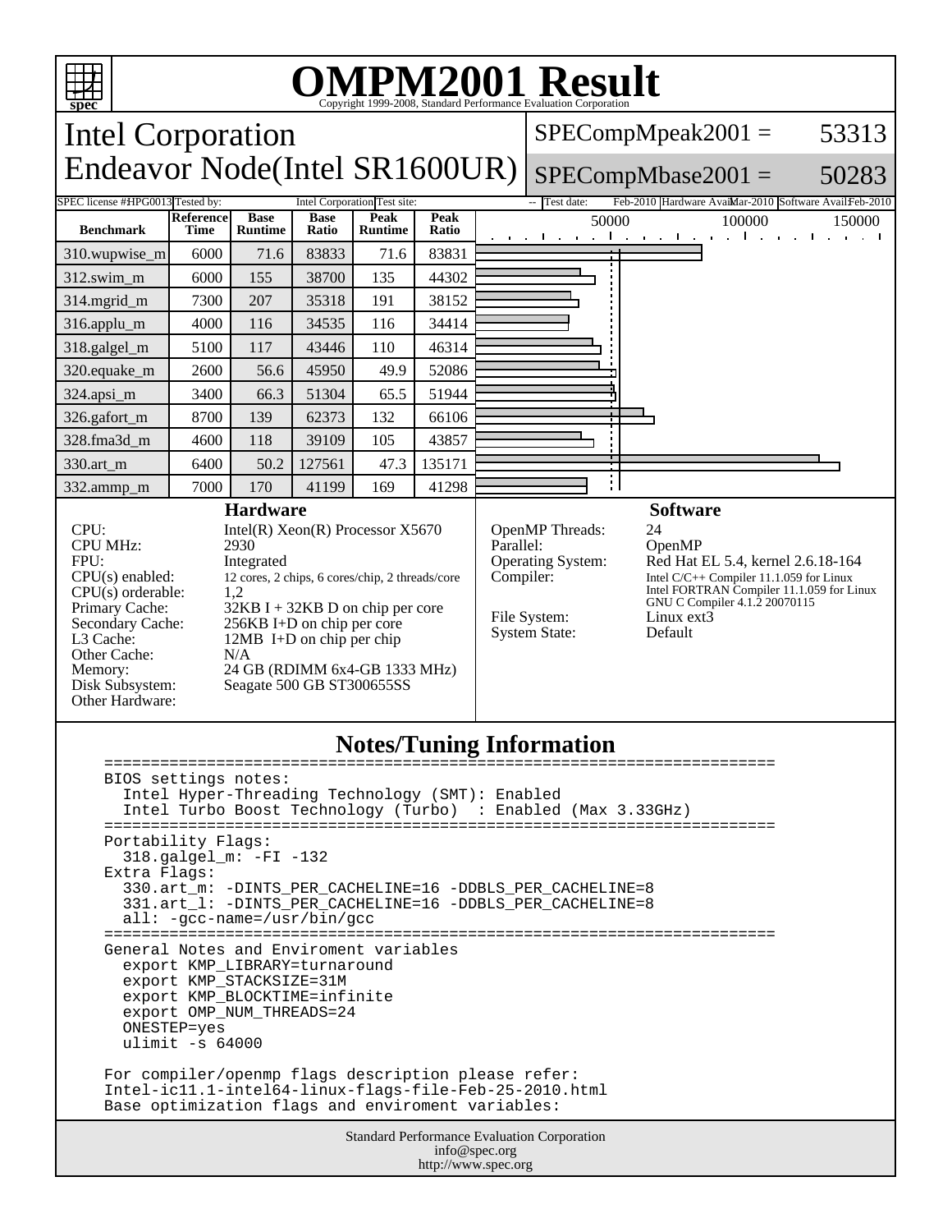# OMPM2001 Result

Copyright 1999-2008, Standard Performance Evaluation Corporation

## Intel Corporation
## Endeavor Node(Intel SR1600UR)

SPECompMpeak2001 = 53313

SPECompMbase2001 = 50283

SPEC license #: HPG0013 | Tested by: Intel Corporation | Test site: -- | Test date: Feb-2010 | Hardware Avail: Mar-2010 | Software Avail: Feb-2010

| Benchmark | Reference Time | Base Runtime | Base Ratio | Peak Runtime | Peak Ratio |
|---|---|---|---|---|---|
| 310.wupwise_m | 6000 | 71.6 | 83833 | 71.6 | 83831 |
| 312.swim_m | 6000 | 155 | 38700 | 135 | 44302 |
| 314.mgrid_m | 7300 | 207 | 35318 | 191 | 38152 |
| 316.applu_m | 4000 | 116 | 34535 | 116 | 34414 |
| 318.galgel_m | 5100 | 117 | 43446 | 110 | 46314 |
| 320.equake_m | 2600 | 56.6 | 45950 | 49.9 | 52086 |
| 324.apsi_m | 3400 | 66.3 | 51304 | 65.5 | 51944 |
| 326.gafort_m | 8700 | 139 | 62373 | 132 | 66106 |
| 328.fma3d_m | 4600 | 118 | 39109 | 105 | 43857 |
| 330.art_m | 6400 | 50.2 | 127561 | 47.3 | 135171 |
| 332.ammp_m | 7000 | 170 | 41199 | 169 | 41298 |

### Hardware

| | |
|---|---|
| CPU: | Intel(R) Xeon(R) Processor X5670 |
| CPU MHz: | 2930 |
| FPU: | Integrated |
| CPU(s) enabled: | 12 cores, 2 chips, 6 cores/chip, 2 threads/core |
| CPU(s) orderable: | 1,2 |
| Primary Cache: | 32KB I + 32KB D on chip per core |
| Secondary Cache: | 256KB I+D on chip per core |
| L3 Cache: | 12MB I+D on chip per chip |
| Other Cache: | N/A |
| Memory: | 24 GB (RDIMM 6x4-GB 1333 MHz) |
| Disk Subsystem: | Seagate 500 GB ST300655SS |
| Other Hardware: | |

### Software

| | |
|---|---|
| OpenMP Threads: | 24 |
| Parallel: | OpenMP |
| Operating System: | Red Hat EL 5.4, kernel 2.6.18-164 |
| Compiler: | Intel C/C++ Compiler 11.1.059 for Linux<br>Intel FORTRAN Compiler 11.1.059 for Linux<br>GNU C Compiler 4.1.2 20070115 |
| File System: | Linux ext3 |
| System State: | Default |

### Notes/Tuning Information

```
========================================================================
BIOS settings notes:
  Intel Hyper-Threading Technology (SMT): Enabled
  Intel Turbo Boost Technology (Turbo)  : Enabled (Max 3.33GHz)
========================================================================
Portability Flags:
  318.galgel_m: -FI -132
Extra Flags:
  330.art_m: -DINTS_PER_CACHELINE=16 -DDBLS_PER_CACHELINE=8
  331.art_l: -DINTS_PER_CACHELINE=16 -DDBLS_PER_CACHELINE=8
  all: -gcc-name=/usr/bin/gcc
========================================================================
General Notes and Enviroment variables
  export KMP_LIBRARY=turnaround
  export KMP_STACKSIZE=31M
  export KMP_BLOCKTIME=infinite
  export OMP_NUM_THREADS=24
  ONESTEP=yes
  ulimit -s 64000

For compiler/openmp flags description please refer:
Intel-ic11.1-intel64-linux-flags-file-Feb-25-2010.html
Base optimization flags and enviroment variables:
```

Standard Performance Evaluation Corporation
info@spec.org
http://www.spec.org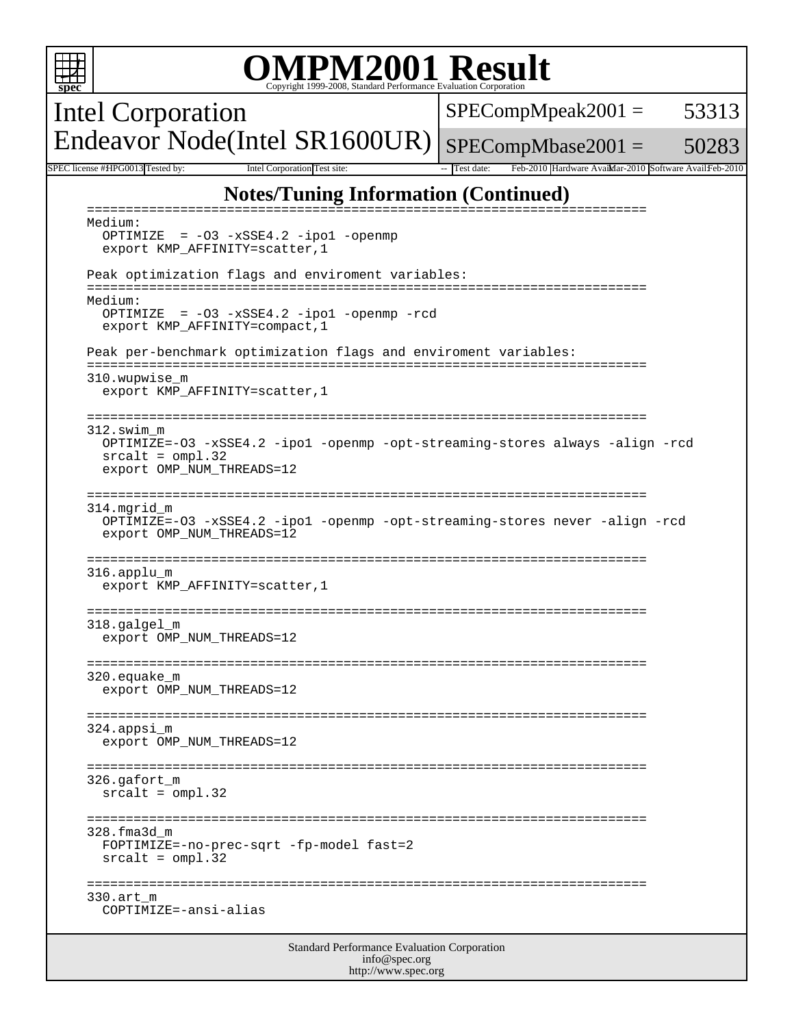# OMPM2001 Result

Copyright 1999-2008, Standard Performance Evaluation Corporation

Intel Corporation
Endeavor Node(Intel SR1600UR)

SPECompMpeak2001 = 53313
SPECompMbase2001 = 50283

SPEC license #: HPG0013 | Tested by: Intel Corporation | Test site: -- | Test date: Feb-2010 | Hardware Avail: Mar-2010 | Software Avail: Feb-2010

## Notes/Tuning Information (Continued)

```
=========================================================================
Medium:
  OPTIMIZE  = -O3 -xSSE4.2 -ipo1 -openmp
  export KMP_AFFINITY=scatter,1

Peak optimization flags and enviroment variables:
=========================================================================
Medium:
  OPTIMIZE  = -O3 -xSSE4.2 -ipo1 -openmp -rcd
  export KMP_AFFINITY=compact,1

Peak per-benchmark optimization flags and enviroment variables:
=========================================================================
310.wupwise_m
  export KMP_AFFINITY=scatter,1

=========================================================================
312.swim_m
  OPTIMIZE=-O3 -xSSE4.2 -ipo1 -openmp -opt-streaming-stores always -align -rcd
  srcalt = ompl.32
  export OMP_NUM_THREADS=12

=========================================================================
314.mgrid_m
  OPTIMIZE=-O3 -xSSE4.2 -ipo1 -openmp -opt-streaming-stores never -align -rcd
  export OMP_NUM_THREADS=12

=========================================================================
316.applu_m
  export KMP_AFFINITY=scatter,1

=========================================================================
318.galgel_m
  export OMP_NUM_THREADS=12

=========================================================================
320.equake_m
  export OMP_NUM_THREADS=12

=========================================================================
324.appsi_m
  export OMP_NUM_THREADS=12

=========================================================================
326.gafort_m
  srcalt = ompl.32

=========================================================================
328.fma3d_m
  FOPTIMIZE=-no-prec-sqrt -fp-model fast=2
  srcalt = ompl.32

=========================================================================
330.art_m
  COPTIMIZE=-ansi-alias
```

Standard Performance Evaluation Corporation
info@spec.org
http://www.spec.org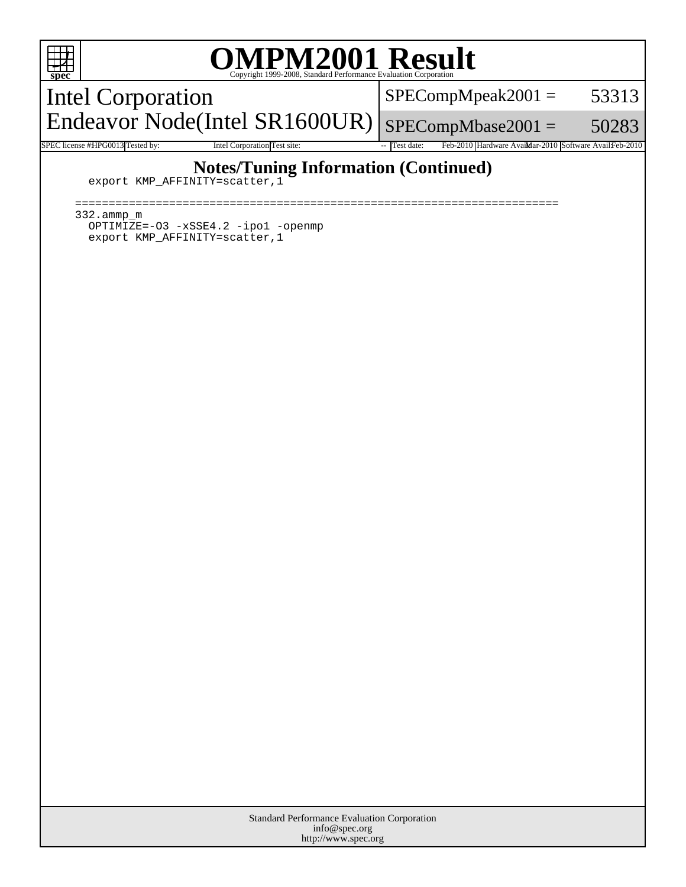# OMPM2001 Result

Copyright 1999-2008, Standard Performance Evaluation Corporation

## Intel Corporation
## Endeavor Node(Intel SR1600UR)

SPECompMpeak2001 = 53313

SPECompMbase2001 = 50283

| SPEC license #: | HPG0013 | Tested by: | Intel Corporation | Test site: | -- | Test date: | Feb-2010 | Hardware Avail: | Mar-2010 | Software Avail: | Feb-2010 |
|---|---|---|---|---|---|---|---|---|---|---|---|

### Notes/Tuning Information (Continued)

```
    export KMP_AFFINITY=scatter,1

  ========================================================================
  332.ammp_m
    OPTIMIZE=-O3 -xSSE4.2 -ipo1 -openmp
    export KMP_AFFINITY=scatter,1
```

Standard Performance Evaluation Corporation
info@spec.org
http://www.spec.org